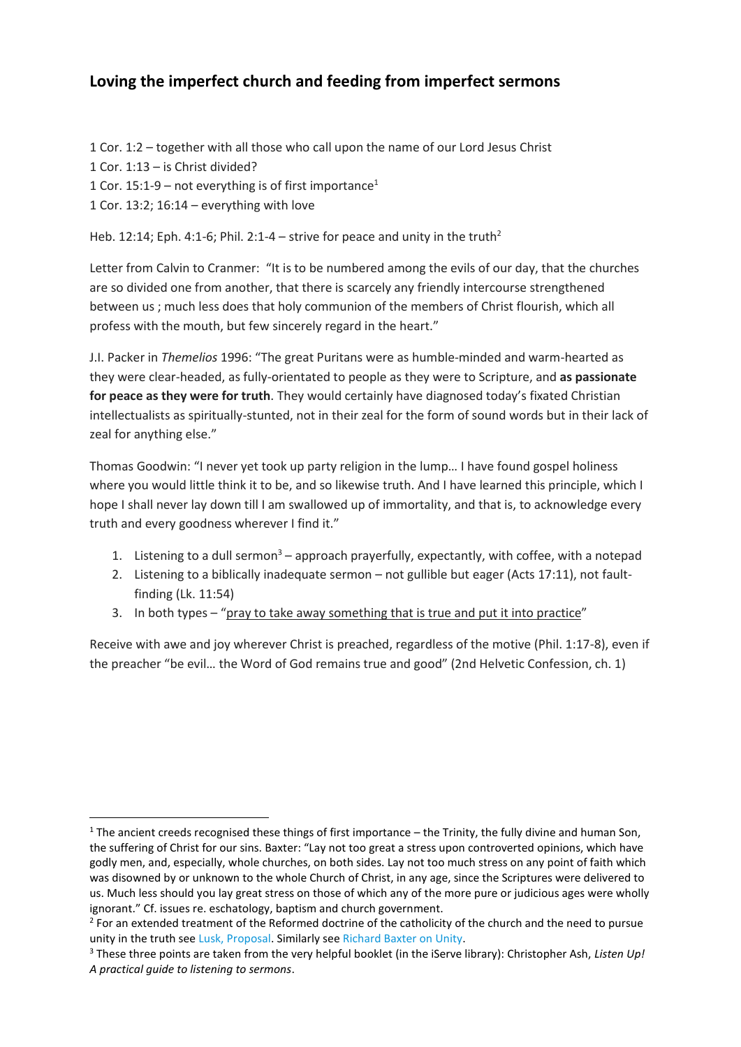## Loving the imperfect church and feeding from imperfect sermons

1 Cor. 1:2 – together with all those who call upon the name of our Lord Jesus Christ
1 Cor. 1:13 – is Christ divided?
1 Cor. 15:1-9 – not everything is of first importance[1]
1 Cor. 13:2; 16:14 – everything with love

Heb. 12:14; Eph. 4:1-6; Phil. 2:1-4 – strive for peace and unity in the truth[2]

Letter from Calvin to Cranmer: "It is to be numbered among the evils of our day, that the churches are so divided one from another, that there is scarcely any friendly intercourse strengthened between us ; much less does that holy communion of the members of Christ flourish, which all profess with the mouth, but few sincerely regard in the heart."

J.I. Packer in *Themelios* 1996: "The great Puritans were as humble-minded and warm-hearted as they were clear-headed, as fully-orientated to people as they were to Scripture, and **as passionate for peace as they were for truth**. They would certainly have diagnosed today's fixated Christian intellectualists as spiritually-stunted, not in their zeal for the form of sound words but in their lack of zeal for anything else."

Thomas Goodwin: "I never yet took up party religion in the lump… I have found gospel holiness where you would little think it to be, and so likewise truth. And I have learned this principle, which I hope I shall never lay down till I am swallowed up of immortality, and that is, to acknowledge every truth and every goodness wherever I find it."

1. Listening to a dull sermon[3] – approach prayerfully, expectantly, with coffee, with a notepad
2. Listening to a biblically inadequate sermon – not gullible but eager (Acts 17:11), not fault-finding (Lk. 11:54)
3. In both types – "pray to take away something that is true and put it into practice"

Receive with awe and joy wherever Christ is preached, regardless of the motive (Phil. 1:17-8), even if the preacher "be evil… the Word of God remains true and good" (2nd Helvetic Confession, ch. 1)

---

[1] The ancient creeds recognised these things of first importance – the Trinity, the fully divine and human Son, the suffering of Christ for our sins. Baxter: "Lay not too great a stress upon controverted opinions, which have godly men, and, especially, whole churches, on both sides. Lay not too much stress on any point of faith which was disowned by or unknown to the whole Church of Christ, in any age, since the Scriptures were delivered to us. Much less should you lay great stress on those of which any of the more pure or judicious ages were wholly ignorant." Cf. issues re. eschatology, baptism and church government.

[2] For an extended treatment of the Reformed doctrine of the catholicity of the church and the need to pursue unity in the truth see Lusk, Proposal. Similarly see Richard Baxter on Unity.

[3] These three points are taken from the very helpful booklet (in the iServe library): Christopher Ash, *Listen Up! A practical guide to listening to sermons*.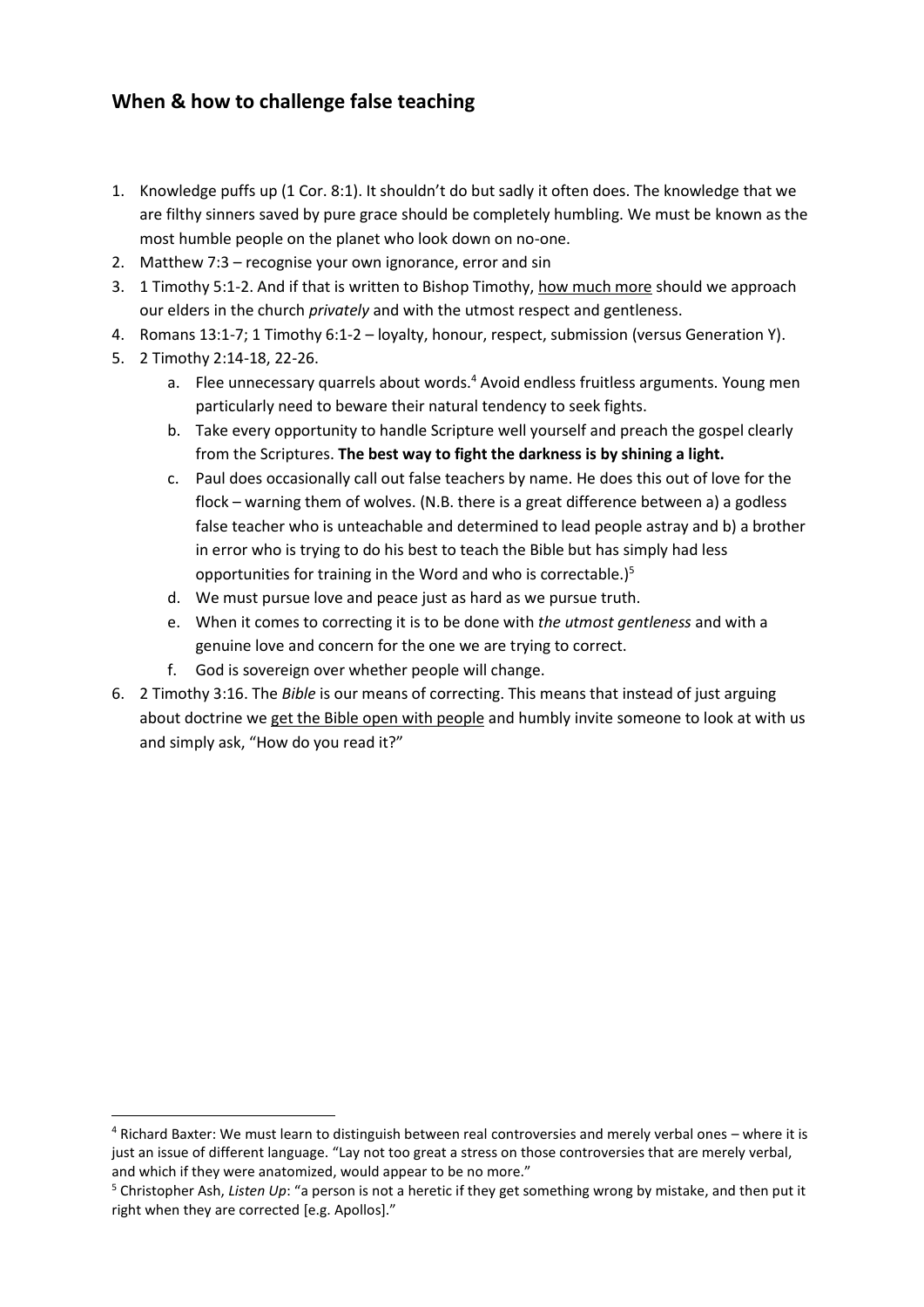## When & how to challenge false teaching

1. Knowledge puffs up (1 Cor. 8:1). It shouldn't do but sadly it often does. The knowledge that we are filthy sinners saved by pure grace should be completely humbling. We must be known as the most humble people on the planet who look down on no-one.
2. Matthew 7:3 – recognise your own ignorance, error and sin
3. 1 Timothy 5:1-2. And if that is written to Bishop Timothy, <u>how much more</u> should we approach our elders in the church *privately* and with the utmost respect and gentleness.
4. Romans 13:1-7; 1 Timothy 6:1-2 – loyalty, honour, respect, submission (versus Generation Y).
5. 2 Timothy 2:14-18, 22-26.
   a. Flee unnecessary quarrels about words.[4] Avoid endless fruitless arguments. Young men particularly need to beware their natural tendency to seek fights.
   b. Take every opportunity to handle Scripture well yourself and preach the gospel clearly from the Scriptures. **The best way to fight the darkness is by shining a light.**
   c. Paul does occasionally call out false teachers by name. He does this out of love for the flock – warning them of wolves. (N.B. there is a great difference between a) a godless false teacher who is unteachable and determined to lead people astray and b) a brother in error who is trying to do his best to teach the Bible but has simply had less opportunities for training in the Word and who is correctable.)[5]
   d. We must pursue love and peace just as hard as we pursue truth.
   e. When it comes to correcting it is to be done with *the utmost gentleness* and with a genuine love and concern for the one we are trying to correct.
   f. God is sovereign over whether people will change.
6. 2 Timothy 3:16. The *Bible* is our means of correcting. This means that instead of just arguing about doctrine we <u>get the Bible open with people</u> and humbly invite someone to look at with us and simply ask, "How do you read it?"

---

[4] Richard Baxter: We must learn to distinguish between real controversies and merely verbal ones – where it is just an issue of different language. "Lay not too great a stress on those controversies that are merely verbal, and which if they were anatomized, would appear to be no more."

[5] Christopher Ash, *Listen Up*: "a person is not a heretic if they get something wrong by mistake, and then put it right when they are corrected [e.g. Apollos]."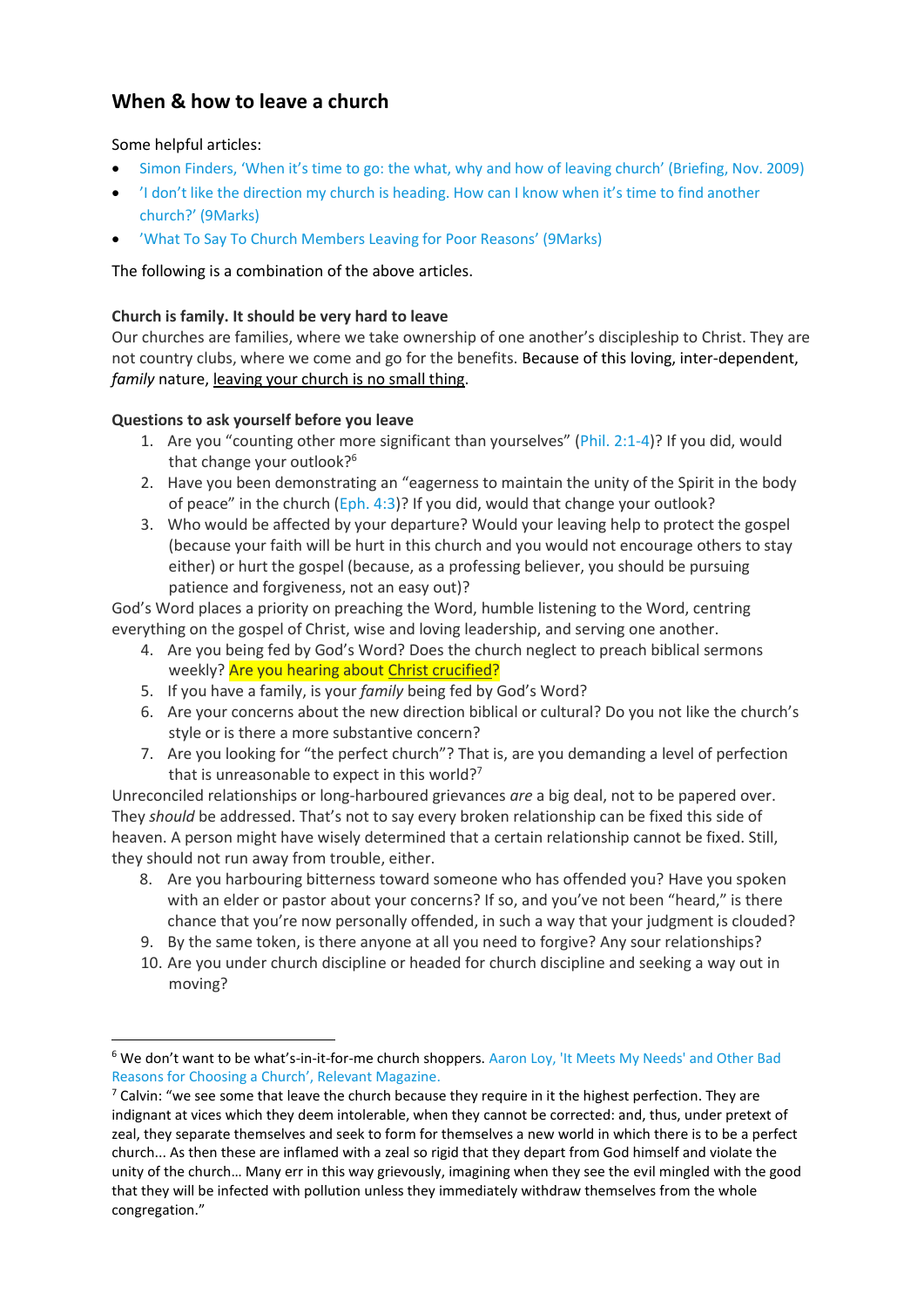## When & how to leave a church

Some helpful articles:

- Simon Finders, 'When it's time to go: the what, why and how of leaving church' (Briefing, Nov. 2009)
- 'I don't like the direction my church is heading. How can I know when it's time to find another church?' (9Marks)
- 'What To Say To Church Members Leaving for Poor Reasons' (9Marks)

The following is a combination of the above articles.

**Church is family. It should be very hard to leave**

Our churches are families, where we take ownership of one another's discipleship to Christ. They are not country clubs, where we come and go for the benefits. Because of this loving, inter-dependent, *family* nature, <u>leaving your church is no small thing</u>.

**Questions to ask yourself before you leave**

1. Are you "counting other more significant than yourselves" (Phil. 2:1-4)? If you did, would that change your outlook?[6]
2. Have you been demonstrating an "eagerness to maintain the unity of the Spirit in the body of peace" in the church (Eph. 4:3)? If you did, would that change your outlook?
3. Who would be affected by your departure? Would your leaving help to protect the gospel (because your faith will be hurt in this church and you would not encourage others to stay either) or hurt the gospel (because, as a professing believer, you should be pursuing patience and forgiveness, not an easy out)?

God's Word places a priority on preaching the Word, humble listening to the Word, centring everything on the gospel of Christ, wise and loving leadership, and serving one another.

4. Are you being fed by God's Word? Does the church neglect to preach biblical sermons weekly? Are you hearing about <u>Christ crucified</u>?
5. If you have a family, is your *family* being fed by God's Word?
6. Are your concerns about the new direction biblical or cultural? Do you not like the church's style or is there a more substantive concern?
7. Are you looking for "the perfect church"? That is, are you demanding a level of perfection that is unreasonable to expect in this world?[7]

Unreconciled relationships or long-harboured grievances *are* a big deal, not to be papered over. They *should* be addressed. That's not to say every broken relationship can be fixed this side of heaven. A person might have wisely determined that a certain relationship cannot be fixed. Still, they should not run away from trouble, either.

8. Are you harbouring bitterness toward someone who has offended you? Have you spoken with an elder or pastor about your concerns? If so, and you've not been "heard," is there chance that you're now personally offended, in such a way that your judgment is clouded?
9. By the same token, is there anyone at all you need to forgive? Any sour relationships?
10. Are you under church discipline or headed for church discipline and seeking a way out in moving?

---

[6] We don't want to be what's-in-it-for-me church shoppers. Aaron Loy, 'It Meets My Needs' and Other Bad Reasons for Choosing a Church', Relevant Magazine.

[7] Calvin: "we see some that leave the church because they require in it the highest perfection. They are indignant at vices which they deem intolerable, when they cannot be corrected: and, thus, under pretext of zeal, they separate themselves and seek to form for themselves a new world in which there is to be a perfect church... As then these are inflamed with a zeal so rigid that they depart from God himself and violate the unity of the church… Many err in this way grievously, imagining when they see the evil mingled with the good that they will be infected with pollution unless they immediately withdraw themselves from the whole congregation."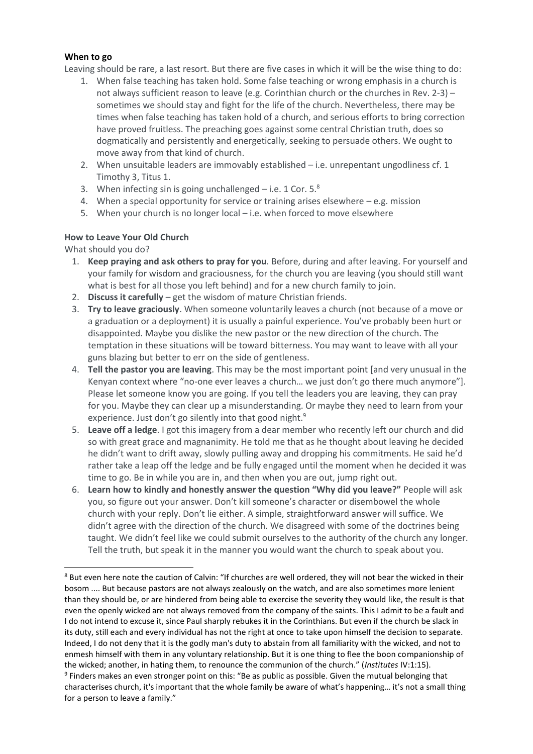**When to go**

Leaving should be rare, a last resort. But there are five cases in which it will be the wise thing to do:

1. When false teaching has taken hold. Some false teaching or wrong emphasis in a church is not always sufficient reason to leave (e.g. Corinthian church or the churches in Rev. 2-3) – sometimes we should stay and fight for the life of the church. Nevertheless, there may be times when false teaching has taken hold of a church, and serious efforts to bring correction have proved fruitless. The preaching goes against some central Christian truth, does so dogmatically and persistently and energetically, seeking to persuade others. We ought to move away from that kind of church.
2. When unsuitable leaders are immovably established – i.e. unrepentant ungodliness cf. 1 Timothy 3, Titus 1.
3. When infecting sin is going unchallenged – i.e. 1 Cor. 5.[8]
4. When a special opportunity for service or training arises elsewhere – e.g. mission
5. When your church is no longer local – i.e. when forced to move elsewhere

**How to Leave Your Old Church**

What should you do?

1. **Keep praying and ask others to pray for you**. Before, during and after leaving. For yourself and your family for wisdom and graciousness, for the church you are leaving (you should still want what is best for all those you left behind) and for a new church family to join.
2. **Discuss it carefully** – get the wisdom of mature Christian friends.
3. **Try to leave graciously**. When someone voluntarily leaves a church (not because of a move or a graduation or a deployment) it is usually a painful experience. You've probably been hurt or disappointed. Maybe you dislike the new pastor or the new direction of the church. The temptation in these situations will be toward bitterness. You may want to leave with all your guns blazing but better to err on the side of gentleness.
4. **Tell the pastor you are leaving**. This may be the most important point [and very unusual in the Kenyan context where "no-one ever leaves a church… we just don't go there much anymore"]. Please let someone know you are going. If you tell the leaders you are leaving, they can pray for you. Maybe they can clear up a misunderstanding. Or maybe they need to learn from your experience. Just don't go silently into that good night.[9]
5. **Leave off a ledge**. I got this imagery from a dear member who recently left our church and did so with great grace and magnanimity. He told me that as he thought about leaving he decided he didn't want to drift away, slowly pulling away and dropping his commitments. He said he'd rather take a leap off the ledge and be fully engaged until the moment when he decided it was time to go. Be in while you are in, and then when you are out, jump right out.
6. **Learn how to kindly and honestly answer the question "Why did you leave?"** People will ask you, so figure out your answer. Don't kill someone's character or disembowel the whole church with your reply. Don't lie either. A simple, straightforward answer will suffice. We didn't agree with the direction of the church. We disagreed with some of the doctrines being taught. We didn't feel like we could submit ourselves to the authority of the church any longer. Tell the truth, but speak it in the manner you would want the church to speak about you.

---

[8] But even here note the caution of Calvin: "If churches are well ordered, they will not bear the wicked in their bosom .... But because pastors are not always zealously on the watch, and are also sometimes more lenient than they should be, or are hindered from being able to exercise the severity they would like, the result is that even the openly wicked are not always removed from the company of the saints. This I admit to be a fault and I do not intend to excuse it, since Paul sharply rebukes it in the Corinthians. But even if the church be slack in its duty, still each and every individual has not the right at once to take upon himself the decision to separate. Indeed, I do not deny that it is the godly man's duty to abstain from all familiarity with the wicked, and not to enmesh himself with them in any voluntary relationship. But it is one thing to flee the boon companionship of the wicked; another, in hating them, to renounce the communion of the church." (*Institutes* IV:1:15).

[9] Finders makes an even stronger point on this: "Be as public as possible. Given the mutual belonging that characterises church, it's important that the whole family be aware of what's happening… it's not a small thing for a person to leave a family."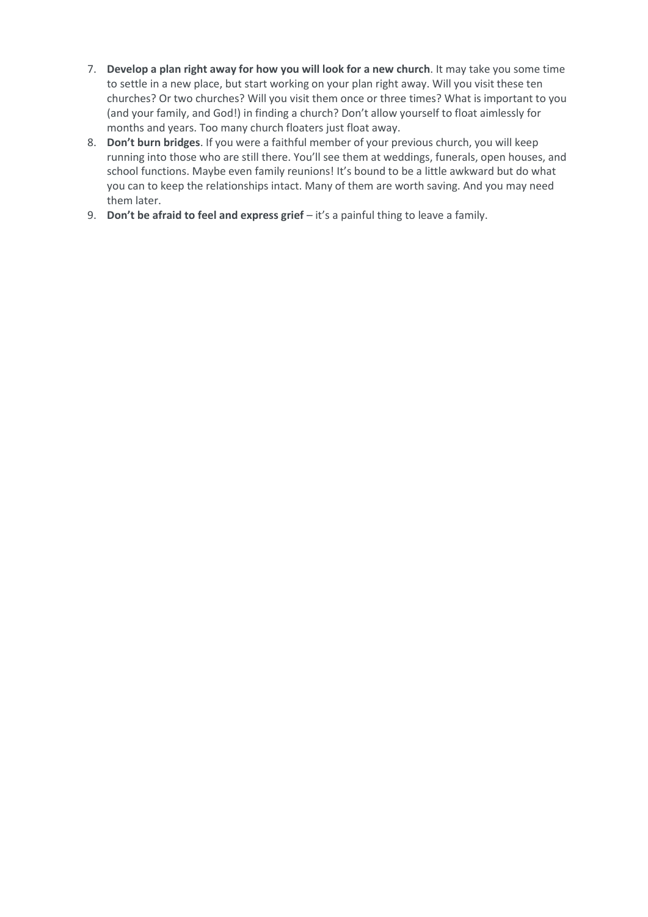7. **Develop a plan right away for how you will look for a new church**. It may take you some time to settle in a new place, but start working on your plan right away. Will you visit these ten churches? Or two churches? Will you visit them once or three times? What is important to you (and your family, and God!) in finding a church? Don't allow yourself to float aimlessly for months and years. Too many church floaters just float away.
8. **Don't burn bridges**. If you were a faithful member of your previous church, you will keep running into those who are still there. You'll see them at weddings, funerals, open houses, and school functions. Maybe even family reunions! It's bound to be a little awkward but do what you can to keep the relationships intact. Many of them are worth saving. And you may need them later.
9. **Don't be afraid to feel and express grief** – it's a painful thing to leave a family.